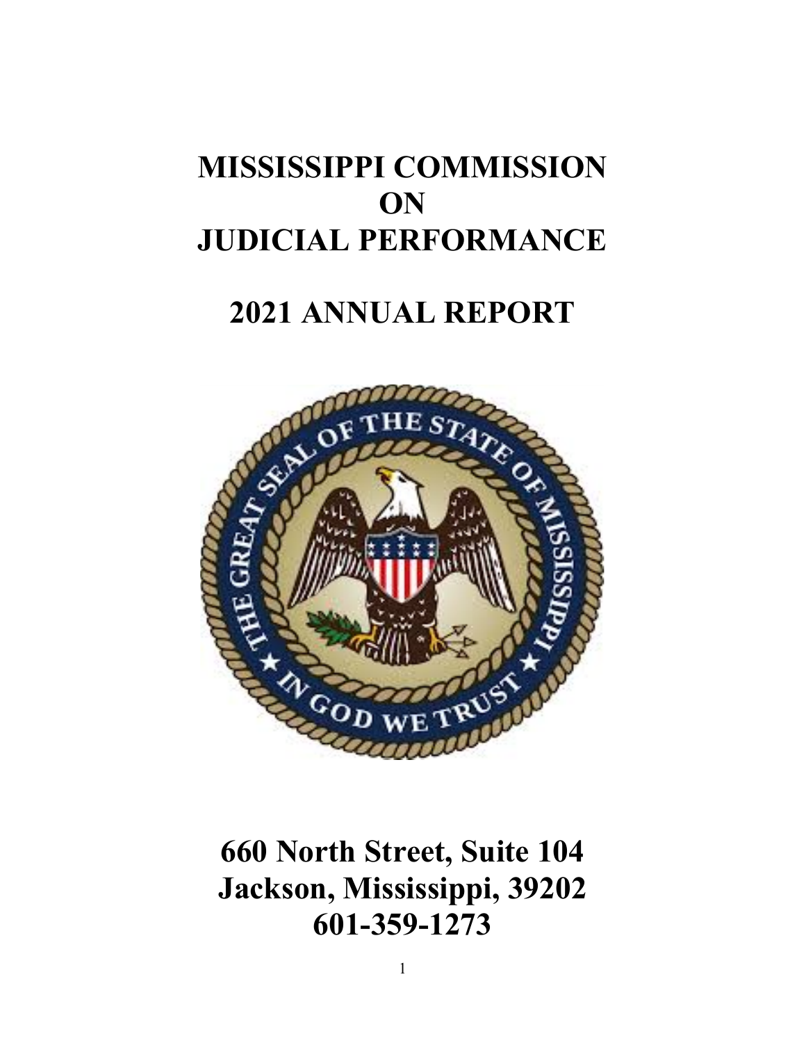# MISSISSIPPI COMMISSION ON JUDICIAL PERFORMANCE

# 2021 ANNUAL REPORT

## 660 North Street, Suite 104
## Jackson, Mississippi, 39202
## 601-359-1273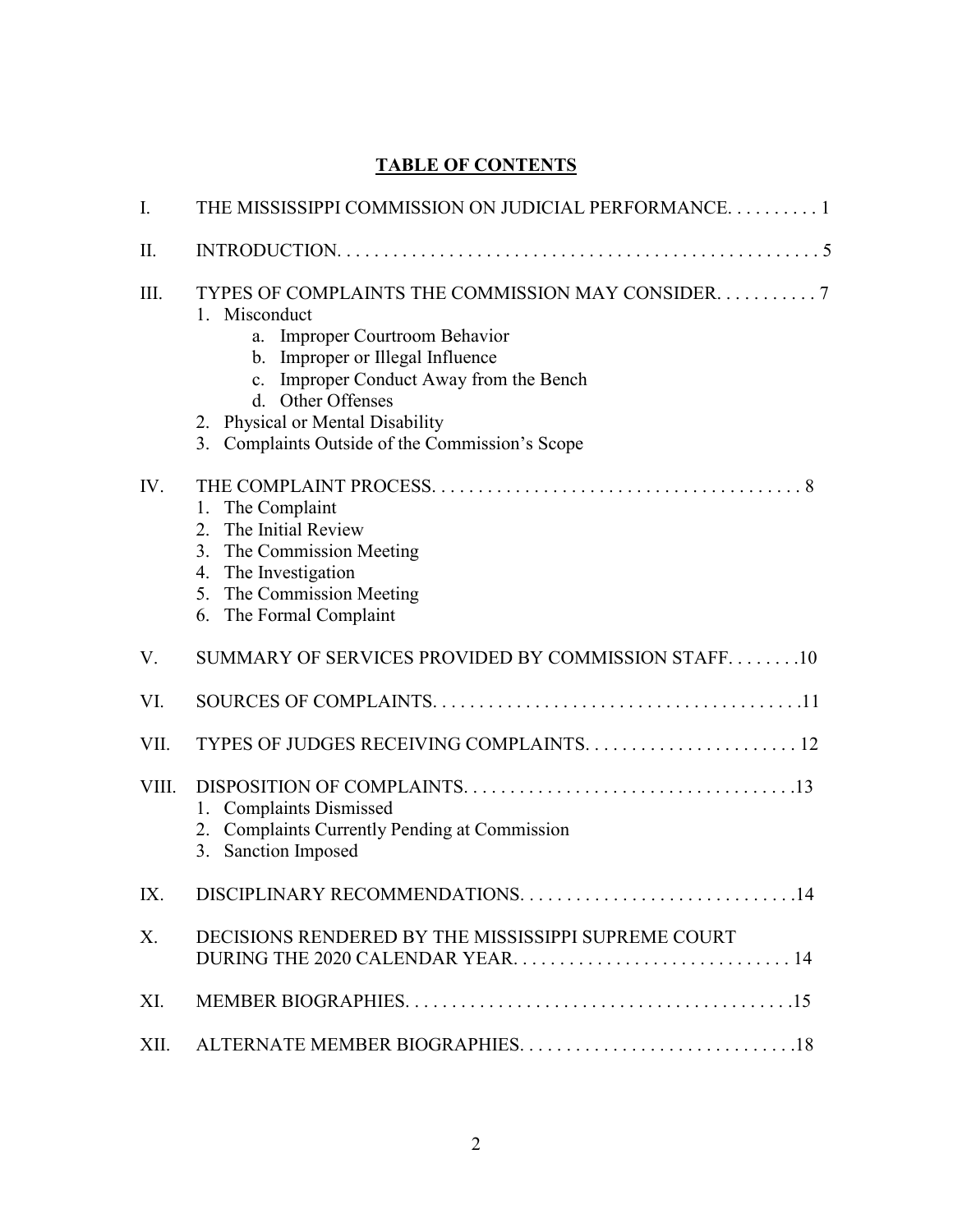## TABLE OF CONTENTS

I. THE MISSISSIPPI COMMISSION ON JUDICIAL PERFORMANCE. . . . . . . . . . 1

II. INTRODUCTION. . . . . . . . . . . . . . . . . . . . . . . . . . . . . . . . . . . . . . . . . . . . . . . . . . . . 5

III. TYPES OF COMPLAINTS THE COMMISSION MAY CONSIDER. . . . . . . . . . . 7
   1. Misconduct
      a. Improper Courtroom Behavior
      b. Improper or Illegal Influence
      c. Improper Conduct Away from the Bench
      d. Other Offenses
   2. Physical or Mental Disability
   3. Complaints Outside of the Commission's Scope

IV. THE COMPLAINT PROCESS. . . . . . . . . . . . . . . . . . . . . . . . . . . . . . . . . . . . . . . . 8
   1. The Complaint
   2. The Initial Review
   3. The Commission Meeting
   4. The Investigation
   5. The Commission Meeting
   6. The Formal Complaint

V. SUMMARY OF SERVICES PROVIDED BY COMMISSION STAFF. . . . . . . .10

VI. SOURCES OF COMPLAINTS. . . . . . . . . . . . . . . . . . . . . . . . . . . . . . . . . . . . . . . .11

VII. TYPES OF JUDGES RECEIVING COMPLAINTS. . . . . . . . . . . . . . . . . . . . . . . 12

VIII. DISPOSITION OF COMPLAINTS. . . . . . . . . . . . . . . . . . . . . . . . . . . . . . . . . . . .13
   1. Complaints Dismissed
   2. Complaints Currently Pending at Commission
   3. Sanction Imposed

IX. DISCIPLINARY RECOMMENDATIONS. . . . . . . . . . . . . . . . . . . . . . . . . . . . . .14

X. DECISIONS RENDERED BY THE MISSISSIPPI SUPREME COURT DURING THE 2020 CALENDAR YEAR. . . . . . . . . . . . . . . . . . . . . . . . . . . . . . 14

XI. MEMBER BIOGRAPHIES. . . . . . . . . . . . . . . . . . . . . . . . . . . . . . . . . . . . . . . . . .15

XII. ALTERNATE MEMBER BIOGRAPHIES. . . . . . . . . . . . . . . . . . . . . . . . . . . . . .18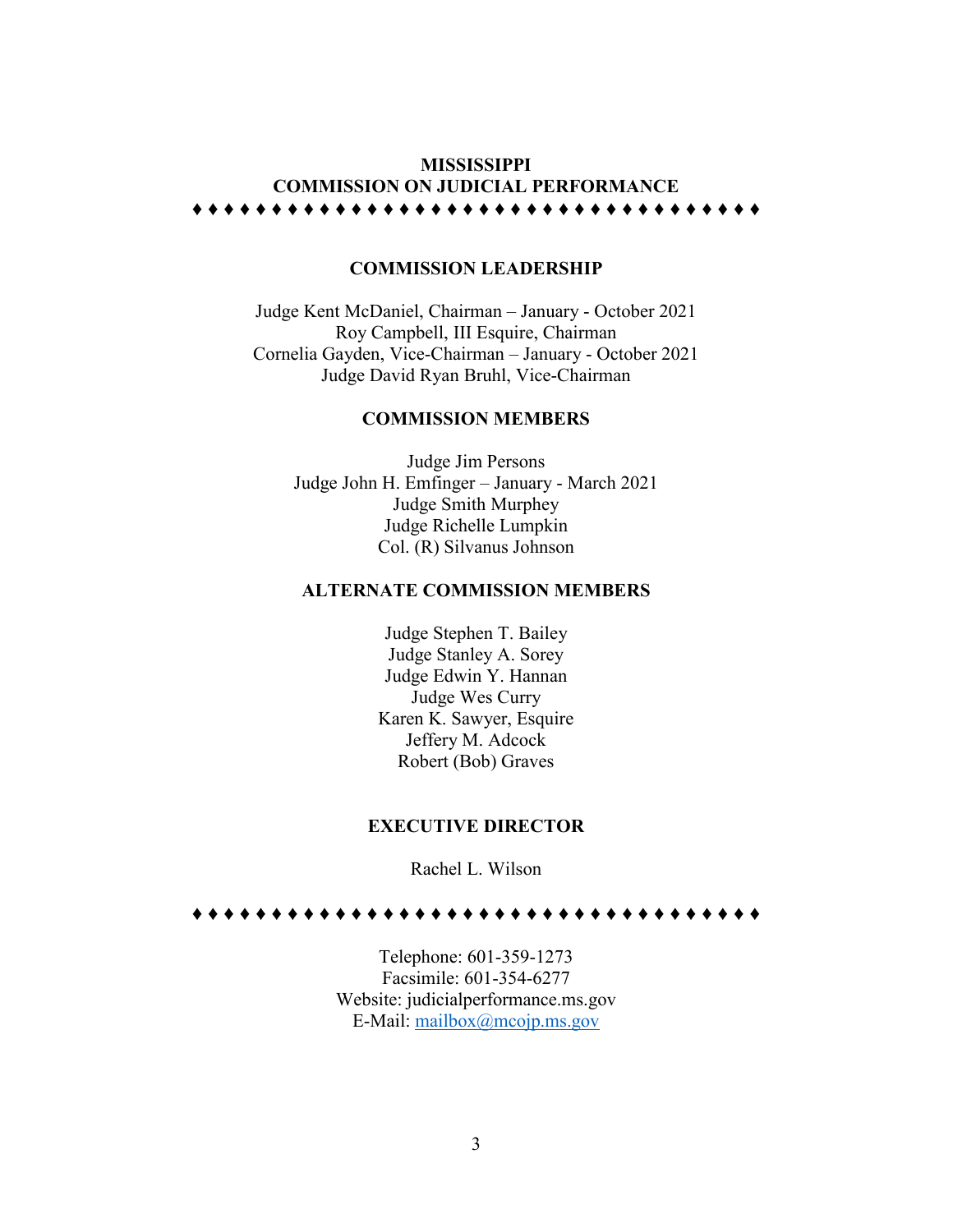# MISSISSIPPI
# COMMISSION ON JUDICIAL PERFORMANCE

♦♦♦♦♦♦♦♦♦♦♦♦♦♦♦♦♦♦♦♦♦♦♦♦♦♦♦♦♦♦♦♦♦♦♦♦

## COMMISSION LEADERSHIP

Judge Kent McDaniel, Chairman – January - October 2021
Roy Campbell, III Esquire, Chairman
Cornelia Gayden, Vice-Chairman – January - October 2021
Judge David Ryan Bruhl, Vice-Chairman

## COMMISSION MEMBERS

Judge Jim Persons
Judge John H. Emfinger – January - March 2021
Judge Smith Murphey
Judge Richelle Lumpkin
Col. (R) Silvanus Johnson

## ALTERNATE COMMISSION MEMBERS

Judge Stephen T. Bailey
Judge Stanley A. Sorey
Judge Edwin Y. Hannan
Judge Wes Curry
Karen K. Sawyer, Esquire
Jeffery M. Adcock
Robert (Bob) Graves

## EXECUTIVE DIRECTOR

Rachel L. Wilson

♦♦♦♦♦♦♦♦♦♦♦♦♦♦♦♦♦♦♦♦♦♦♦♦♦♦♦♦♦♦♦♦♦♦♦♦

Telephone: 601-359-1273
Facsimile: 601-354-6277
Website: judicialperformance.ms.gov
E-Mail: mailbox@mcojp.ms.gov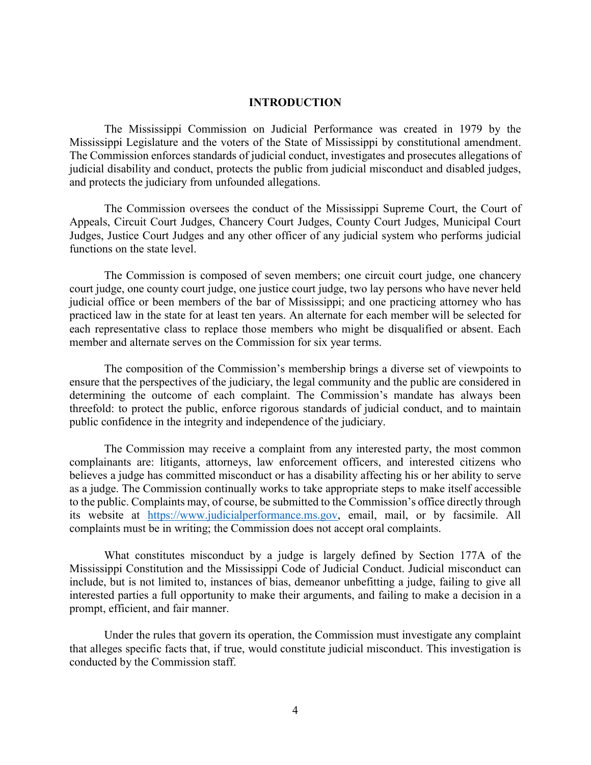# INTRODUCTION

The Mississippi Commission on Judicial Performance was created in 1979 by the Mississippi Legislature and the voters of the State of Mississippi by constitutional amendment. The Commission enforces standards of judicial conduct, investigates and prosecutes allegations of judicial disability and conduct, protects the public from judicial misconduct and disabled judges, and protects the judiciary from unfounded allegations.

The Commission oversees the conduct of the Mississippi Supreme Court, the Court of Appeals, Circuit Court Judges, Chancery Court Judges, County Court Judges, Municipal Court Judges, Justice Court Judges and any other officer of any judicial system who performs judicial functions on the state level.

The Commission is composed of seven members; one circuit court judge, one chancery court judge, one county court judge, one justice court judge, two lay persons who have never held judicial office or been members of the bar of Mississippi; and one practicing attorney who has practiced law in the state for at least ten years. An alternate for each member will be selected for each representative class to replace those members who might be disqualified or absent. Each member and alternate serves on the Commission for six year terms.

The composition of the Commission's membership brings a diverse set of viewpoints to ensure that the perspectives of the judiciary, the legal community and the public are considered in determining the outcome of each complaint. The Commission's mandate has always been threefold: to protect the public, enforce rigorous standards of judicial conduct, and to maintain public confidence in the integrity and independence of the judiciary.

The Commission may receive a complaint from any interested party, the most common complainants are: litigants, attorneys, law enforcement officers, and interested citizens who believes a judge has committed misconduct or has a disability affecting his or her ability to serve as a judge. The Commission continually works to take appropriate steps to make itself accessible to the public. Complaints may, of course, be submitted to the Commission's office directly through its website at https://www.judicialperformance.ms.gov, email, mail, or by facsimile. All complaints must be in writing; the Commission does not accept oral complaints.

What constitutes misconduct by a judge is largely defined by Section 177A of the Mississippi Constitution and the Mississippi Code of Judicial Conduct. Judicial misconduct can include, but is not limited to, instances of bias, demeanor unbefitting a judge, failing to give all interested parties a full opportunity to make their arguments, and failing to make a decision in a prompt, efficient, and fair manner.

Under the rules that govern its operation, the Commission must investigate any complaint that alleges specific facts that, if true, would constitute judicial misconduct. This investigation is conducted by the Commission staff.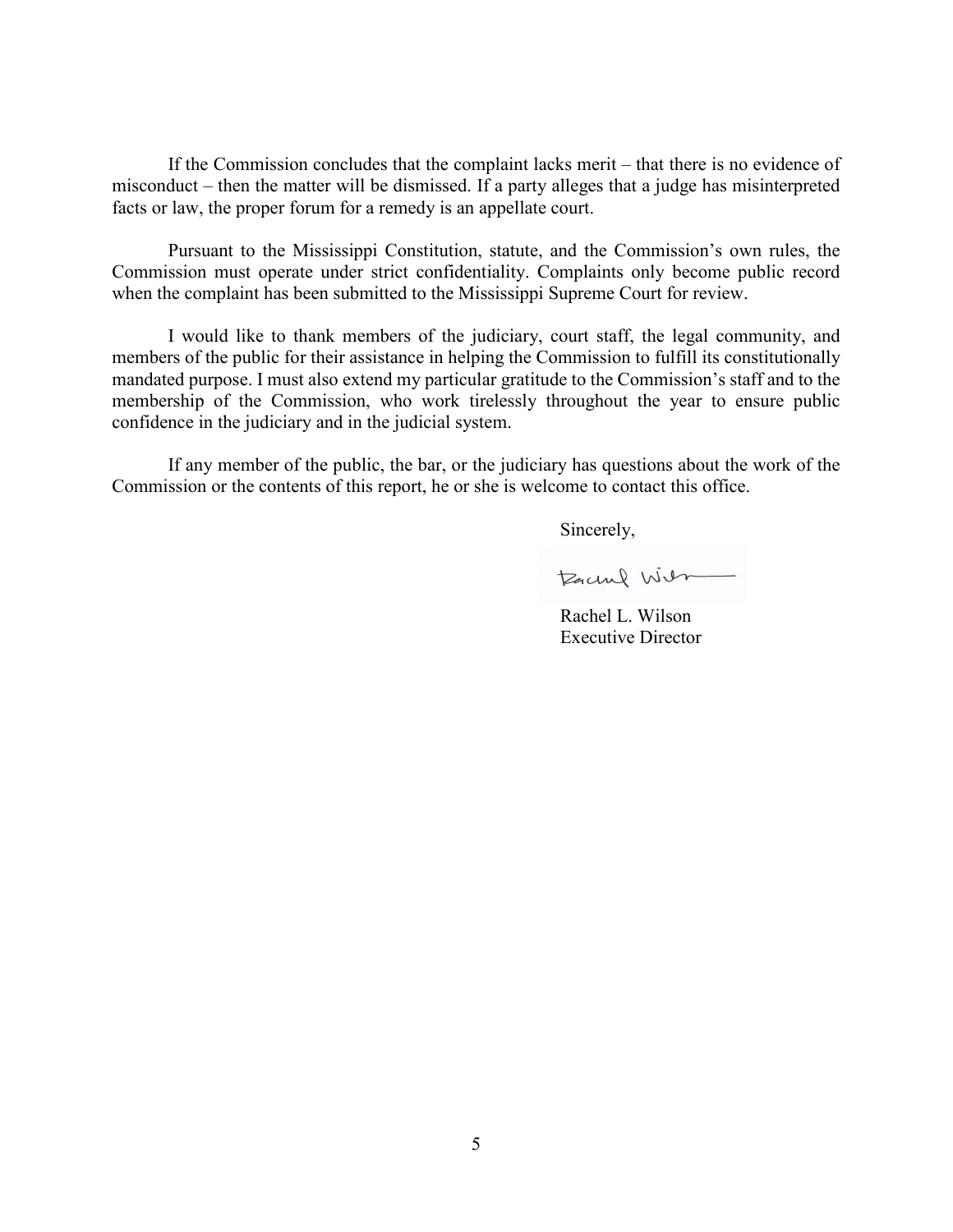If the Commission concludes that the complaint lacks merit – that there is no evidence of misconduct – then the matter will be dismissed. If a party alleges that a judge has misinterpreted facts or law, the proper forum for a remedy is an appellate court.

Pursuant to the Mississippi Constitution, statute, and the Commission's own rules, the Commission must operate under strict confidentiality. Complaints only become public record when the complaint has been submitted to the Mississippi Supreme Court for review.

I would like to thank members of the judiciary, court staff, the legal community, and members of the public for their assistance in helping the Commission to fulfill its constitutionally mandated purpose. I must also extend my particular gratitude to the Commission's staff and to the membership of the Commission, who work tirelessly throughout the year to ensure public confidence in the judiciary and in the judicial system.

If any member of the public, the bar, or the judiciary has questions about the work of the Commission or the contents of this report, he or she is welcome to contact this office.

Sincerely,

Rachel L. Wilson
Executive Director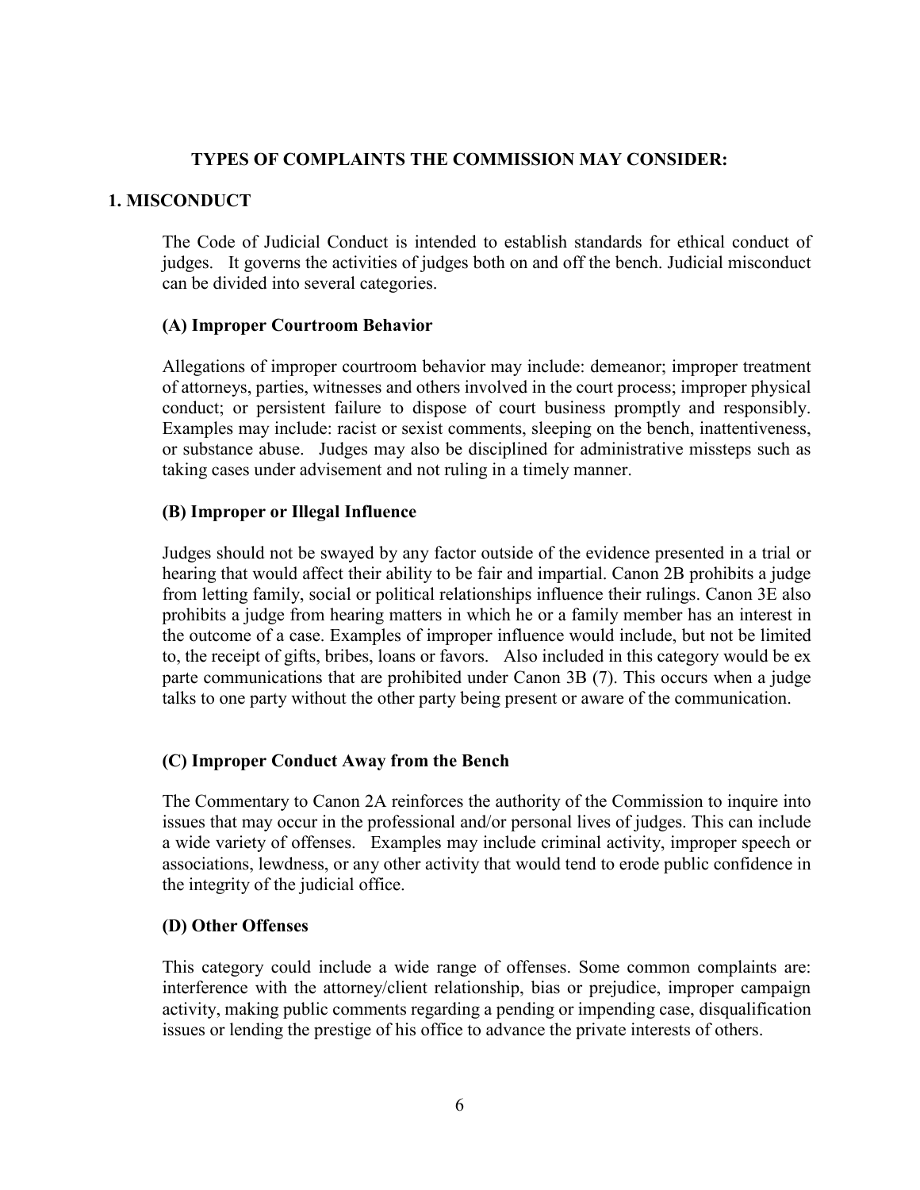## TYPES OF COMPLAINTS THE COMMISSION MAY CONSIDER:

## 1. MISCONDUCT

The Code of Judicial Conduct is intended to establish standards for ethical conduct of judges. It governs the activities of judges both on and off the bench. Judicial misconduct can be divided into several categories.

### (A) Improper Courtroom Behavior

Allegations of improper courtroom behavior may include: demeanor; improper treatment of attorneys, parties, witnesses and others involved in the court process; improper physical conduct; or persistent failure to dispose of court business promptly and responsibly. Examples may include: racist or sexist comments, sleeping on the bench, inattentiveness, or substance abuse. Judges may also be disciplined for administrative missteps such as taking cases under advisement and not ruling in a timely manner.

### (B) Improper or Illegal Influence

Judges should not be swayed by any factor outside of the evidence presented in a trial or hearing that would affect their ability to be fair and impartial. Canon 2B prohibits a judge from letting family, social or political relationships influence their rulings. Canon 3E also prohibits a judge from hearing matters in which he or a family member has an interest in the outcome of a case. Examples of improper influence would include, but not be limited to, the receipt of gifts, bribes, loans or favors. Also included in this category would be ex parte communications that are prohibited under Canon 3B (7). This occurs when a judge talks to one party without the other party being present or aware of the communication.

### (C) Improper Conduct Away from the Bench

The Commentary to Canon 2A reinforces the authority of the Commission to inquire into issues that may occur in the professional and/or personal lives of judges. This can include a wide variety of offenses. Examples may include criminal activity, improper speech or associations, lewdness, or any other activity that would tend to erode public confidence in the integrity of the judicial office.

### (D) Other Offenses

This category could include a wide range of offenses. Some common complaints are: interference with the attorney/client relationship, bias or prejudice, improper campaign activity, making public comments regarding a pending or impending case, disqualification issues or lending the prestige of his office to advance the private interests of others.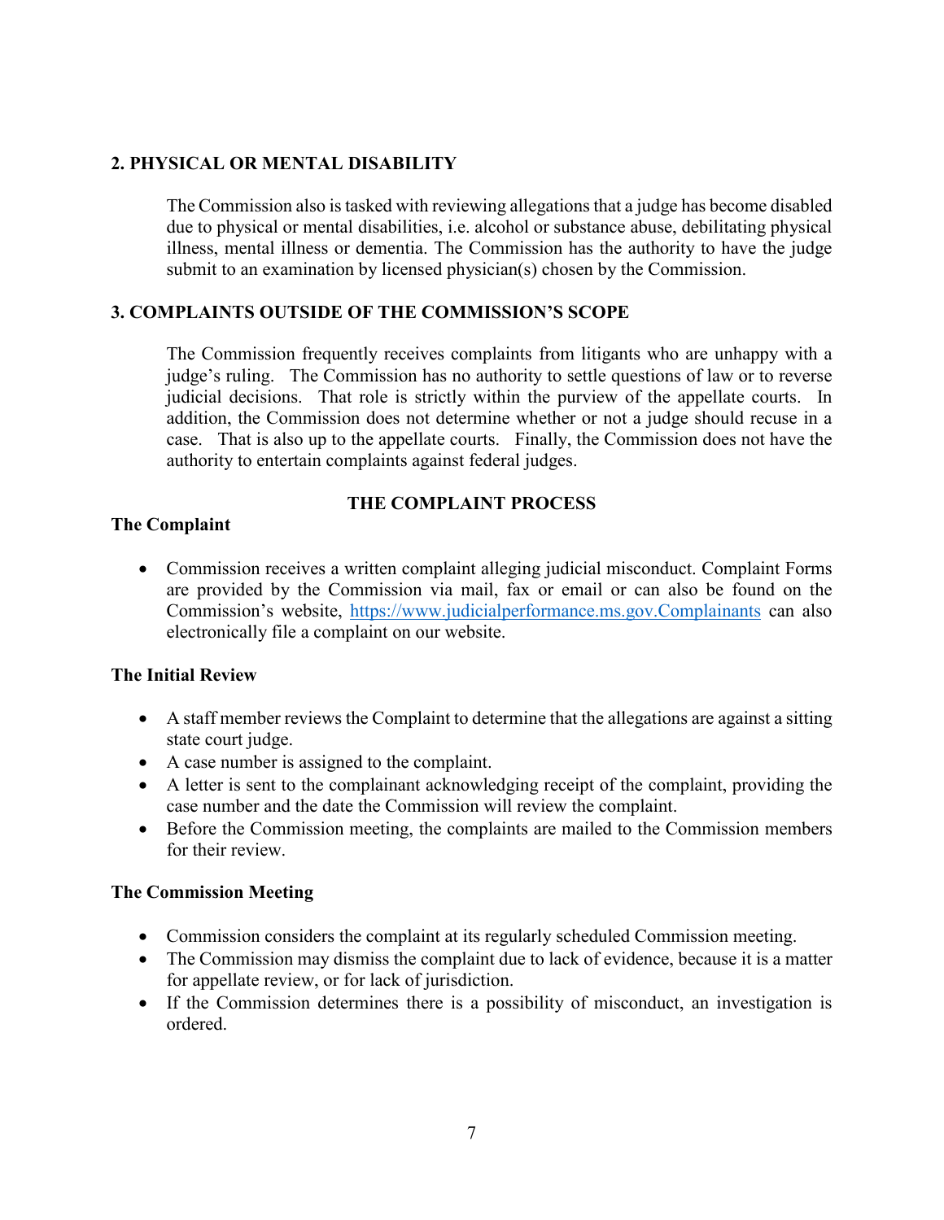## 2. PHYSICAL OR MENTAL DISABILITY

The Commission also is tasked with reviewing allegations that a judge has become disabled due to physical or mental disabilities, i.e. alcohol or substance abuse, debilitating physical illness, mental illness or dementia. The Commission has the authority to have the judge submit to an examination by licensed physician(s) chosen by the Commission.

## 3. COMPLAINTS OUTSIDE OF THE COMMISSION'S SCOPE

The Commission frequently receives complaints from litigants who are unhappy with a judge's ruling. The Commission has no authority to settle questions of law or to reverse judicial decisions. That role is strictly within the purview of the appellate courts. In addition, the Commission does not determine whether or not a judge should recuse in a case. That is also up to the appellate courts. Finally, the Commission does not have the authority to entertain complaints against federal judges.

# THE COMPLAINT PROCESS

### The Complaint

- Commission receives a written complaint alleging judicial misconduct. Complaint Forms are provided by the Commission via mail, fax or email or can also be found on the Commission's website, https://www.judicialperformance.ms.gov.Complainants can also electronically file a complaint on our website.

### The Initial Review

- A staff member reviews the Complaint to determine that the allegations are against a sitting state court judge.
- A case number is assigned to the complaint.
- A letter is sent to the complainant acknowledging receipt of the complaint, providing the case number and the date the Commission will review the complaint.
- Before the Commission meeting, the complaints are mailed to the Commission members for their review.

### The Commission Meeting

- Commission considers the complaint at its regularly scheduled Commission meeting.
- The Commission may dismiss the complaint due to lack of evidence, because it is a matter for appellate review, or for lack of jurisdiction.
- If the Commission determines there is a possibility of misconduct, an investigation is ordered.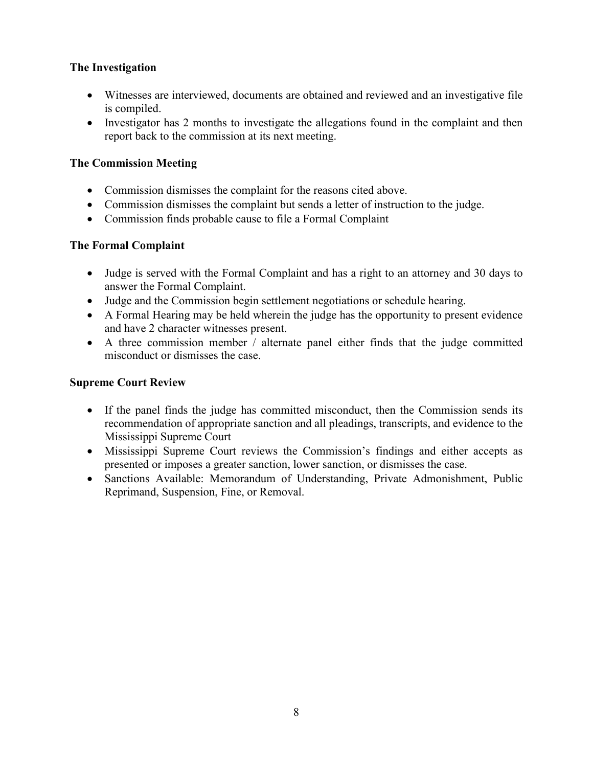**The Investigation**

- Witnesses are interviewed, documents are obtained and reviewed and an investigative file is compiled.
- Investigator has 2 months to investigate the allegations found in the complaint and then report back to the commission at its next meeting.

**The Commission Meeting**

- Commission dismisses the complaint for the reasons cited above.
- Commission dismisses the complaint but sends a letter of instruction to the judge.
- Commission finds probable cause to file a Formal Complaint

**The Formal Complaint**

- Judge is served with the Formal Complaint and has a right to an attorney and 30 days to answer the Formal Complaint.
- Judge and the Commission begin settlement negotiations or schedule hearing.
- A Formal Hearing may be held wherein the judge has the opportunity to present evidence and have 2 character witnesses present.
- A three commission member / alternate panel either finds that the judge committed misconduct or dismisses the case.

**Supreme Court Review**

- If the panel finds the judge has committed misconduct, then the Commission sends its recommendation of appropriate sanction and all pleadings, transcripts, and evidence to the Mississippi Supreme Court
- Mississippi Supreme Court reviews the Commission's findings and either accepts as presented or imposes a greater sanction, lower sanction, or dismisses the case.
- Sanctions Available: Memorandum of Understanding, Private Admonishment, Public Reprimand, Suspension, Fine, or Removal.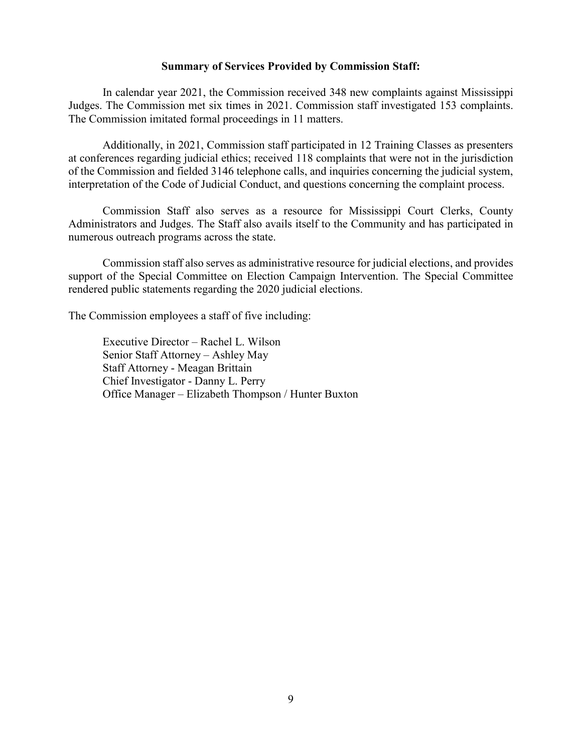**Summary of Services Provided by Commission Staff:**

In calendar year 2021, the Commission received 348 new complaints against Mississippi Judges. The Commission met six times in 2021. Commission staff investigated 153 complaints. The Commission imitated formal proceedings in 11 matters.

Additionally, in 2021, Commission staff participated in 12 Training Classes as presenters at conferences regarding judicial ethics; received 118 complaints that were not in the jurisdiction of the Commission and fielded 3146 telephone calls, and inquiries concerning the judicial system, interpretation of the Code of Judicial Conduct, and questions concerning the complaint process.

Commission Staff also serves as a resource for Mississippi Court Clerks, County Administrators and Judges. The Staff also avails itself to the Community and has participated in numerous outreach programs across the state.

Commission staff also serves as administrative resource for judicial elections, and provides support of the Special Committee on Election Campaign Intervention. The Special Committee rendered public statements regarding the 2020 judicial elections.

The Commission employees a staff of five including:

Executive Director – Rachel L. Wilson
Senior Staff Attorney – Ashley May
Staff Attorney - Meagan Brittain
Chief Investigator - Danny L. Perry
Office Manager – Elizabeth Thompson / Hunter Buxton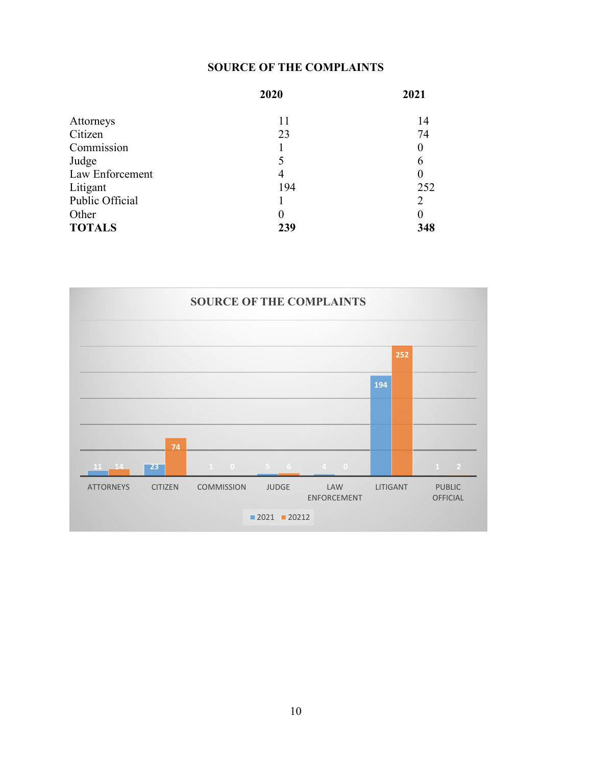## SOURCE OF THE COMPLAINTS

| | 2020 | 2021 |
|---|---|---|
| Attorneys | 11 | 14 |
| Citizen | 23 | 74 |
| Commission | 1 | 0 |
| Judge | 5 | 6 |
| Law Enforcement | 4 | 0 |
| Litigant | 194 | 252 |
| Public Official | 1 | 2 |
| Other | 0 | 0 |
| **TOTALS** | **239** | **348** |

**SOURCE OF THE COMPLAINTS**

| | 2021 | 20212 |
|---|---|---|
| ATTORNEYS | 11 | 14 |
| CITIZEN | 23 | 74 |
| COMMISSION | 1 | 0 |
| JUDGE | 5 | 6 |
| LAW ENFORCEMENT | 4 | 0 |
| LITIGANT | 194 | 252 |
| PUBLIC OFFICIAL | 1 | 2 |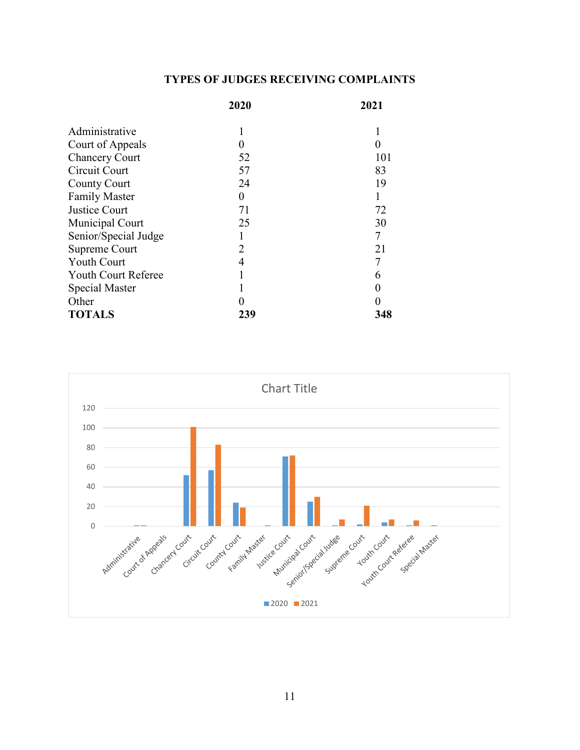## TYPES OF JUDGES RECEIVING COMPLAINTS

| | 2020 | 2021 |
|---|---|---|
| Administrative | 1 | 1 |
| Court of Appeals | 0 | 0 |
| Chancery Court | 52 | 101 |
| Circuit Court | 57 | 83 |
| County Court | 24 | 19 |
| Family Master | 0 | 1 |
| Justice Court | 71 | 72 |
| Municipal Court | 25 | 30 |
| Senior/Special Judge | 1 | 7 |
| Supreme Court | 2 | 21 |
| Youth Court | 4 | 7 |
| Youth Court Referee | 1 | 6 |
| Special Master | 1 | 0 |
| Other | 0 | 0 |
| **TOTALS** | **239** | **348** |

Chart Title

| | 2020 | 2021 |
|---|---|---|
| Administrative | 1 | 1 |
| Court of Appeals | 0 | 0 |
| Chancery Court | 52 | 101 |
| Circuit Court | 57 | 83 |
| County Court | 24 | 19 |
| Family Master | 0 | 1 |
| Justice Court | 71 | 72 |
| Municipal Court | 25 | 30 |
| Senior/Special Judge | 1 | 7 |
| Supreme Court | 2 | 21 |
| Youth Court | 4 | 7 |
| Youth Court Referee | 1 | 6 |
| Special Master | 1 | 0 |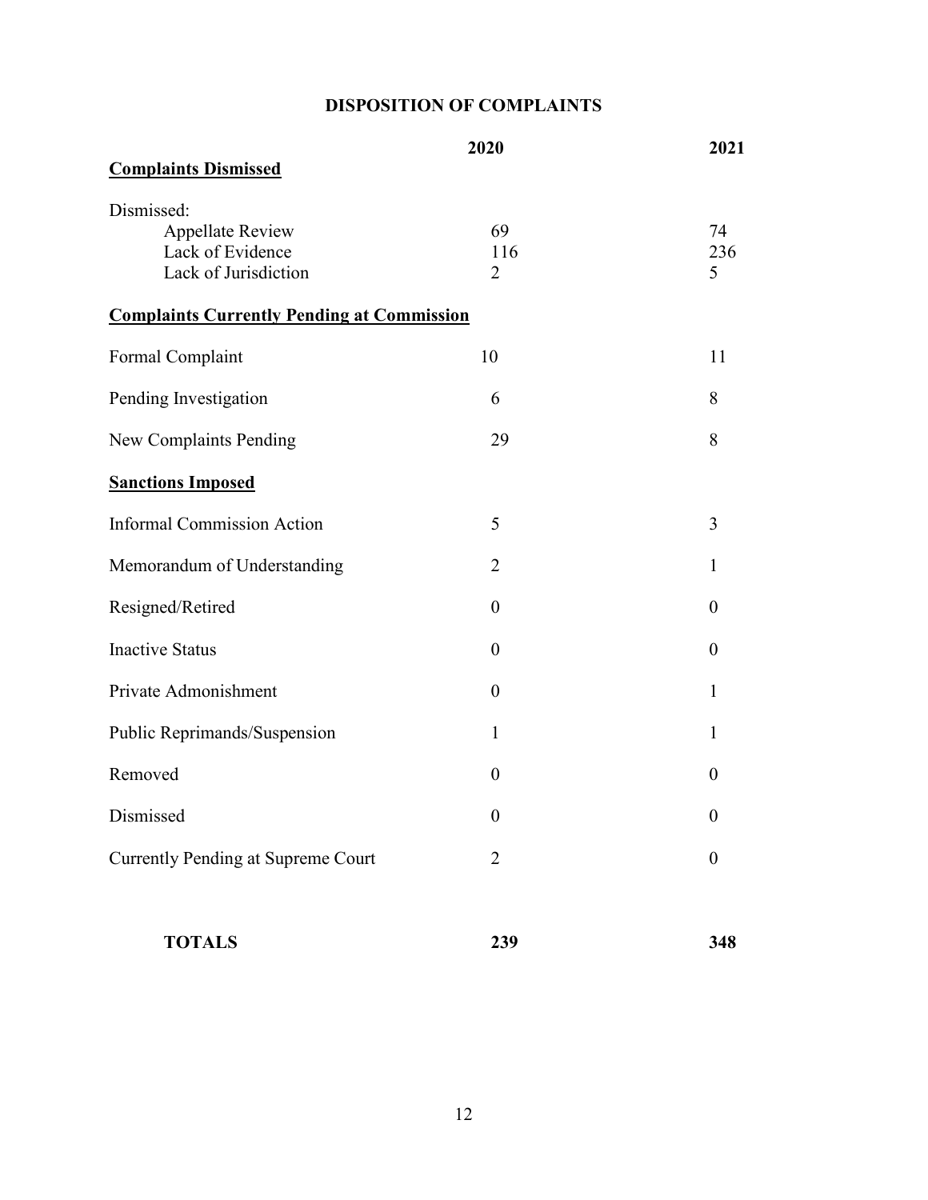# DISPOSITION OF COMPLAINTS

| | 2020 | 2021 |
|---|---|---|
| **Complaints Dismissed** | | |
| Dismissed: | | |
| Appellate Review | 69 | 74 |
| Lack of Evidence | 116 | 236 |
| Lack of Jurisdiction | 2 | 5 |
| **Complaints Currently Pending at Commission** | | |
| Formal Complaint | 10 | 11 |
| Pending Investigation | 6 | 8 |
| New Complaints Pending | 29 | 8 |
| **Sanctions Imposed** | | |
| Informal Commission Action | 5 | 3 |
| Memorandum of Understanding | 2 | 1 |
| Resigned/Retired | 0 | 0 |
| Inactive Status | 0 | 0 |
| Private Admonishment | 0 | 1 |
| Public Reprimands/Suspension | 1 | 1 |
| Removed | 0 | 0 |
| Dismissed | 0 | 0 |
| Currently Pending at Supreme Court | 2 | 0 |
| **TOTALS** | **239** | **348** |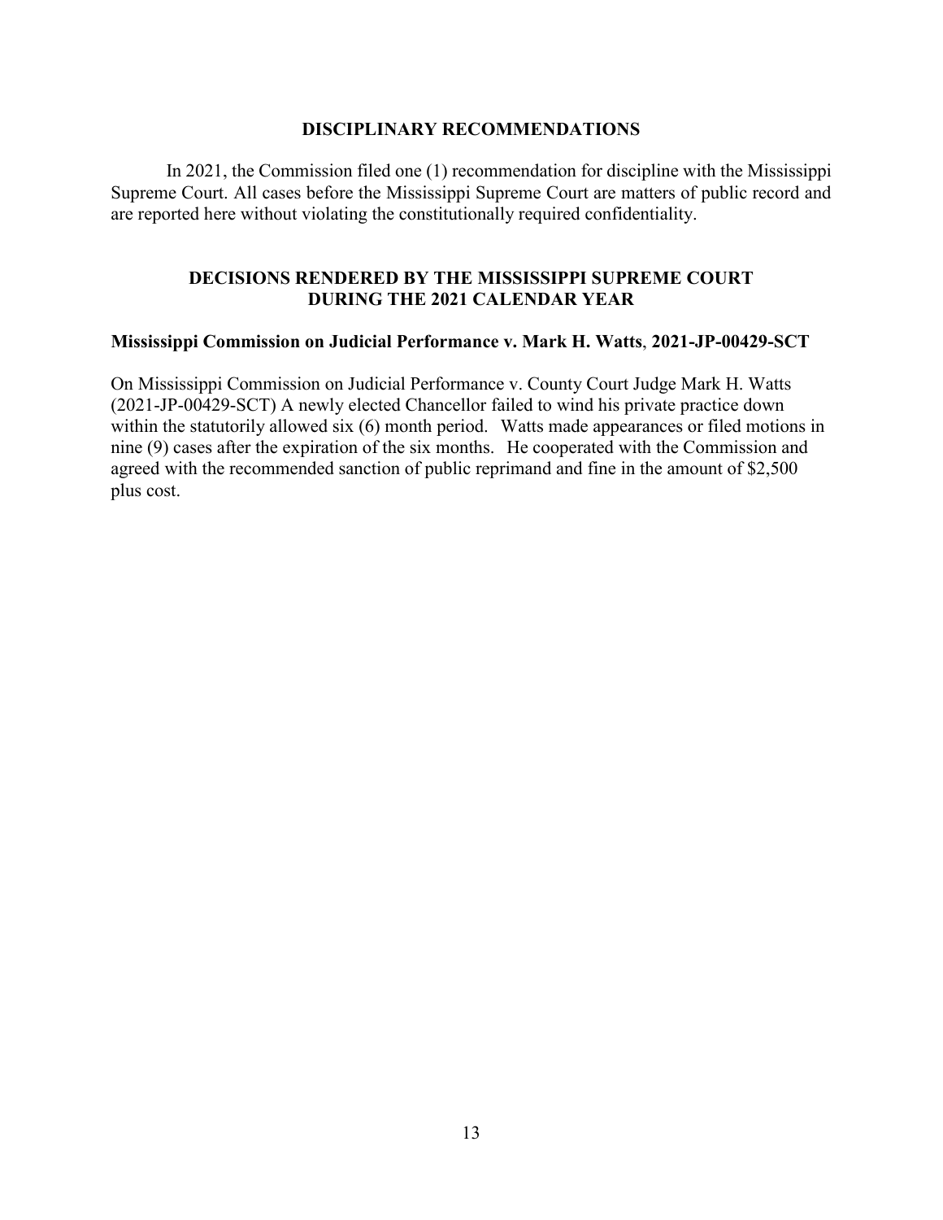## DISCIPLINARY RECOMMENDATIONS

In 2021, the Commission filed one (1) recommendation for discipline with the Mississippi Supreme Court. All cases before the Mississippi Supreme Court are matters of public record and are reported here without violating the constitutionally required confidentiality.

## DECISIONS RENDERED BY THE MISSISSIPPI SUPREME COURT DURING THE 2021 CALENDAR YEAR

### Mississippi Commission on Judicial Performance v. Mark H. Watts, 2021-JP-00429-SCT

On Mississippi Commission on Judicial Performance v. County Court Judge Mark H. Watts (2021-JP-00429-SCT) A newly elected Chancellor failed to wind his private practice down within the statutorily allowed six (6) month period. Watts made appearances or filed motions in nine (9) cases after the expiration of the six months. He cooperated with the Commission and agreed with the recommended sanction of public reprimand and fine in the amount of $2,500 plus cost.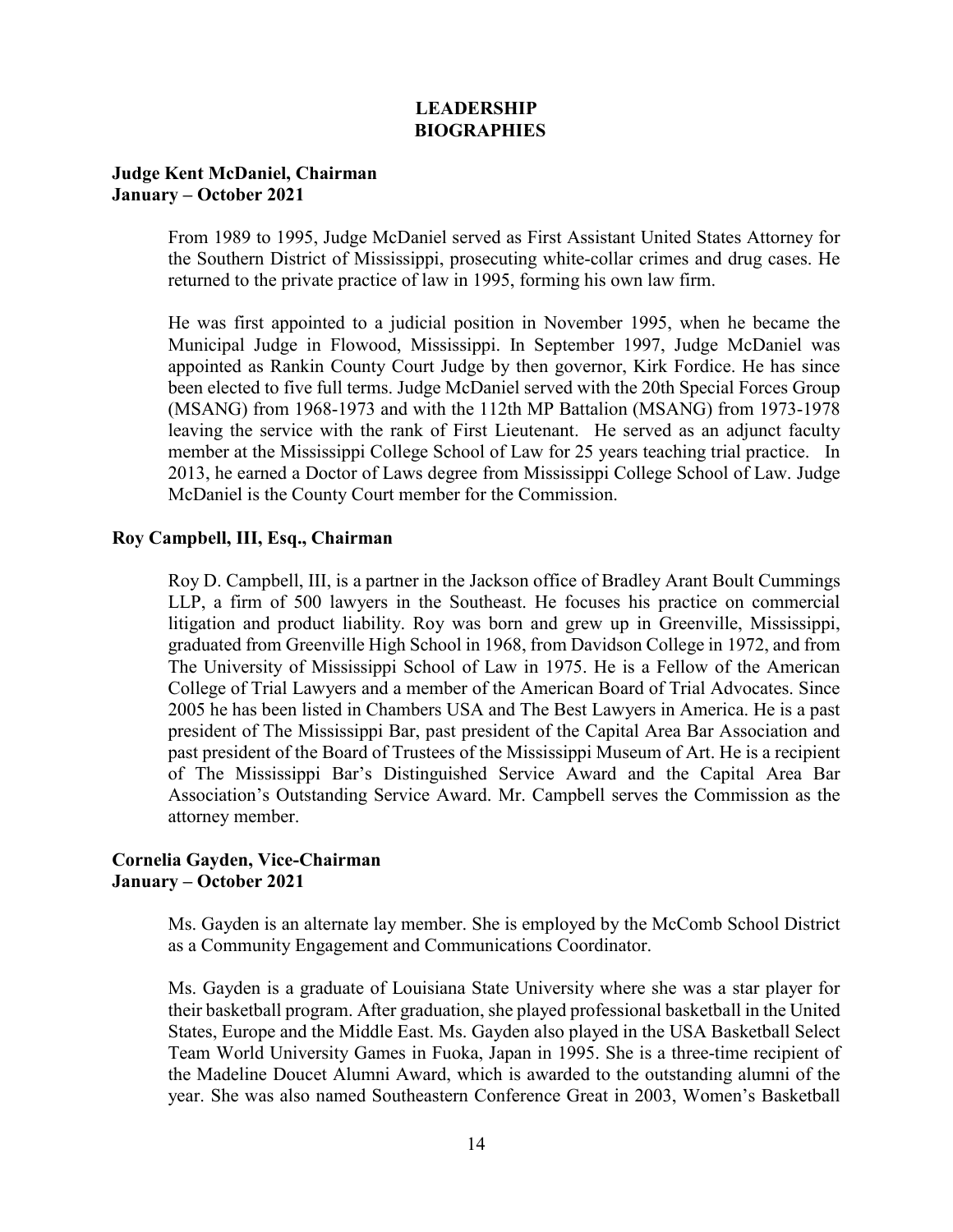# LEADERSHIP BIOGRAPHIES

**Judge Kent McDaniel, Chairman**
**January – October 2021**

From 1989 to 1995, Judge McDaniel served as First Assistant United States Attorney for the Southern District of Mississippi, prosecuting white-collar crimes and drug cases. He returned to the private practice of law in 1995, forming his own law firm.

He was first appointed to a judicial position in November 1995, when he became the Municipal Judge in Flowood, Mississippi. In September 1997, Judge McDaniel was appointed as Rankin County Court Judge by then governor, Kirk Fordice. He has since been elected to five full terms. Judge McDaniel served with the 20th Special Forces Group (MSANG) from 1968-1973 and with the 112th MP Battalion (MSANG) from 1973-1978 leaving the service with the rank of First Lieutenant. He served as an adjunct faculty member at the Mississippi College School of Law for 25 years teaching trial practice. In 2013, he earned a Doctor of Laws degree from Mississippi College School of Law. Judge McDaniel is the County Court member for the Commission.

**Roy Campbell, III, Esq., Chairman**

Roy D. Campbell, III, is a partner in the Jackson office of Bradley Arant Boult Cummings LLP, a firm of 500 lawyers in the Southeast. He focuses his practice on commercial litigation and product liability. Roy was born and grew up in Greenville, Mississippi, graduated from Greenville High School in 1968, from Davidson College in 1972, and from The University of Mississippi School of Law in 1975. He is a Fellow of the American College of Trial Lawyers and a member of the American Board of Trial Advocates. Since 2005 he has been listed in Chambers USA and The Best Lawyers in America. He is a past president of The Mississippi Bar, past president of the Capital Area Bar Association and past president of the Board of Trustees of the Mississippi Museum of Art. He is a recipient of The Mississippi Bar's Distinguished Service Award and the Capital Area Bar Association's Outstanding Service Award. Mr. Campbell serves the Commission as the attorney member.

**Cornelia Gayden, Vice-Chairman**
**January – October 2021**

Ms. Gayden is an alternate lay member. She is employed by the McComb School District as a Community Engagement and Communications Coordinator.

Ms. Gayden is a graduate of Louisiana State University where she was a star player for their basketball program. After graduation, she played professional basketball in the United States, Europe and the Middle East. Ms. Gayden also played in the USA Basketball Select Team World University Games in Fuoka, Japan in 1995. She is a three-time recipient of the Madeline Doucet Alumni Award, which is awarded to the outstanding alumni of the year. She was also named Southeastern Conference Great in 2003, Women's Basketball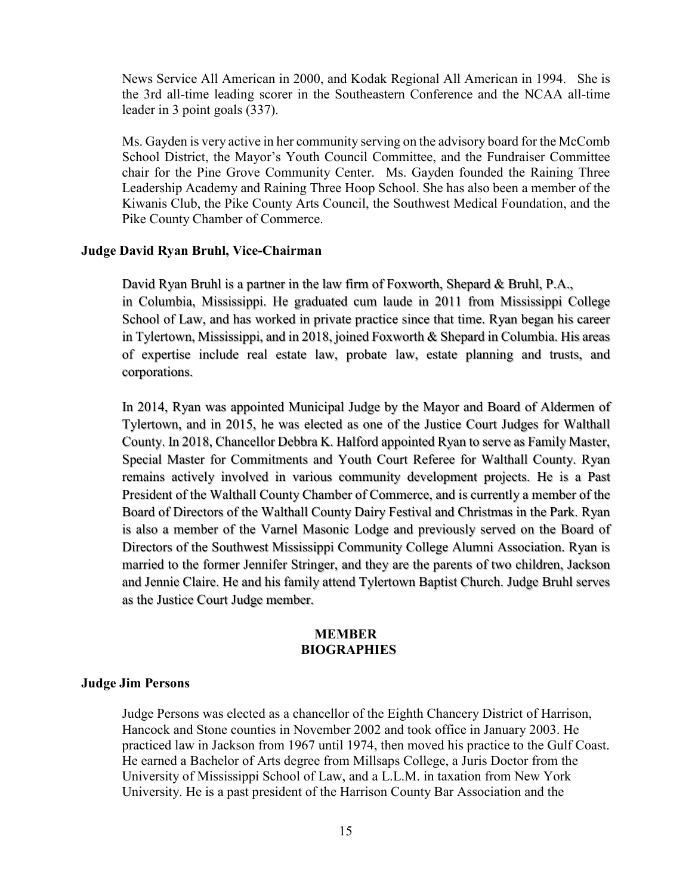News Service All American in 2000, and Kodak Regional All American in 1994. She is the 3rd all-time leading scorer in the Southeastern Conference and the NCAA all-time leader in 3 point goals (337).

Ms. Gayden is very active in her community serving on the advisory board for the McComb School District, the Mayor's Youth Council Committee, and the Fundraiser Committee chair for the Pine Grove Community Center. Ms. Gayden founded the Raining Three Leadership Academy and Raining Three Hoop School. She has also been a member of the Kiwanis Club, the Pike County Arts Council, the Southwest Medical Foundation, and the Pike County Chamber of Commerce.

**Judge David Ryan Bruhl, Vice-Chairman**

David Ryan Bruhl is a partner in the law firm of Foxworth, Shepard & Bruhl, P.A., in Columbia, Mississippi. He graduated cum laude in 2011 from Mississippi College School of Law, and has worked in private practice since that time. Ryan began his career in Tylertown, Mississippi, and in 2018, joined Foxworth & Shepard in Columbia. His areas of expertise include real estate law, probate law, estate planning and trusts, and corporations.

In 2014, Ryan was appointed Municipal Judge by the Mayor and Board of Aldermen of Tylertown, and in 2015, he was elected as one of the Justice Court Judges for Walthall County. In 2018, Chancellor Debbra K. Halford appointed Ryan to serve as Family Master, Special Master for Commitments and Youth Court Referee for Walthall County. Ryan remains actively involved in various community development projects. He is a Past President of the Walthall County Chamber of Commerce, and is currently a member of the Board of Directors of the Walthall County Dairy Festival and Christmas in the Park. Ryan is also a member of the Varnel Masonic Lodge and previously served on the Board of Directors of the Southwest Mississippi Community College Alumni Association. Ryan is married to the former Jennifer Stringer, and they are the parents of two children, Jackson and Jennie Claire. He and his family attend Tylertown Baptist Church. Judge Bruhl serves as the Justice Court Judge member.

## MEMBER BIOGRAPHIES

**Judge Jim Persons**

Judge Persons was elected as a chancellor of the Eighth Chancery District of Harrison, Hancock and Stone counties in November 2002 and took office in January 2003. He practiced law in Jackson from 1967 until 1974, then moved his practice to the Gulf Coast. He earned a Bachelor of Arts degree from Millsaps College, a Juris Doctor from the University of Mississippi School of Law, and a L.L.M. in taxation from New York University. He is a past president of the Harrison County Bar Association and the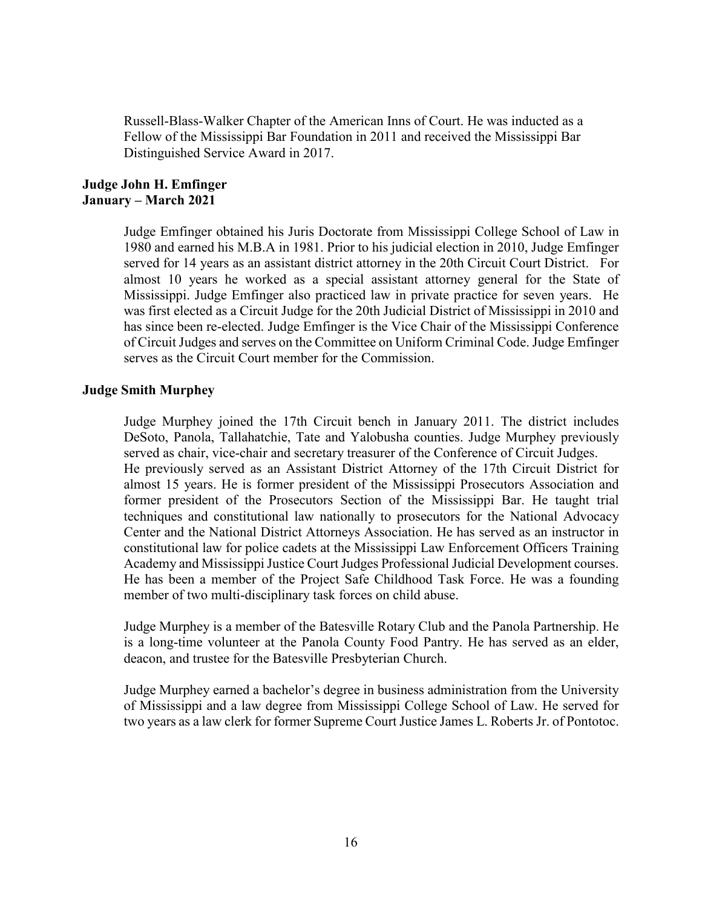Russell-Blass-Walker Chapter of the American Inns of Court. He was inducted as a Fellow of the Mississippi Bar Foundation in 2011 and received the Mississippi Bar Distinguished Service Award in 2017.

**Judge John H. Emfinger**
**January – March 2021**

Judge Emfinger obtained his Juris Doctorate from Mississippi College School of Law in 1980 and earned his M.B.A in 1981. Prior to his judicial election in 2010, Judge Emfinger served for 14 years as an assistant district attorney in the 20th Circuit Court District. For almost 10 years he worked as a special assistant attorney general for the State of Mississippi. Judge Emfinger also practiced law in private practice for seven years. He was first elected as a Circuit Judge for the 20th Judicial District of Mississippi in 2010 and has since been re-elected. Judge Emfinger is the Vice Chair of the Mississippi Conference of Circuit Judges and serves on the Committee on Uniform Criminal Code. Judge Emfinger serves as the Circuit Court member for the Commission.

**Judge Smith Murphey**

Judge Murphey joined the 17th Circuit bench in January 2011. The district includes DeSoto, Panola, Tallahatchie, Tate and Yalobusha counties. Judge Murphey previously served as chair, vice-chair and secretary treasurer of the Conference of Circuit Judges. He previously served as an Assistant District Attorney of the 17th Circuit District for almost 15 years. He is former president of the Mississippi Prosecutors Association and former president of the Prosecutors Section of the Mississippi Bar. He taught trial techniques and constitutional law nationally to prosecutors for the National Advocacy Center and the National District Attorneys Association. He has served as an instructor in constitutional law for police cadets at the Mississippi Law Enforcement Officers Training Academy and Mississippi Justice Court Judges Professional Judicial Development courses. He has been a member of the Project Safe Childhood Task Force. He was a founding member of two multi-disciplinary task forces on child abuse.

Judge Murphey is a member of the Batesville Rotary Club and the Panola Partnership. He is a long-time volunteer at the Panola County Food Pantry. He has served as an elder, deacon, and trustee for the Batesville Presbyterian Church.

Judge Murphey earned a bachelor's degree in business administration from the University of Mississippi and a law degree from Mississippi College School of Law. He served for two years as a law clerk for former Supreme Court Justice James L. Roberts Jr. of Pontotoc.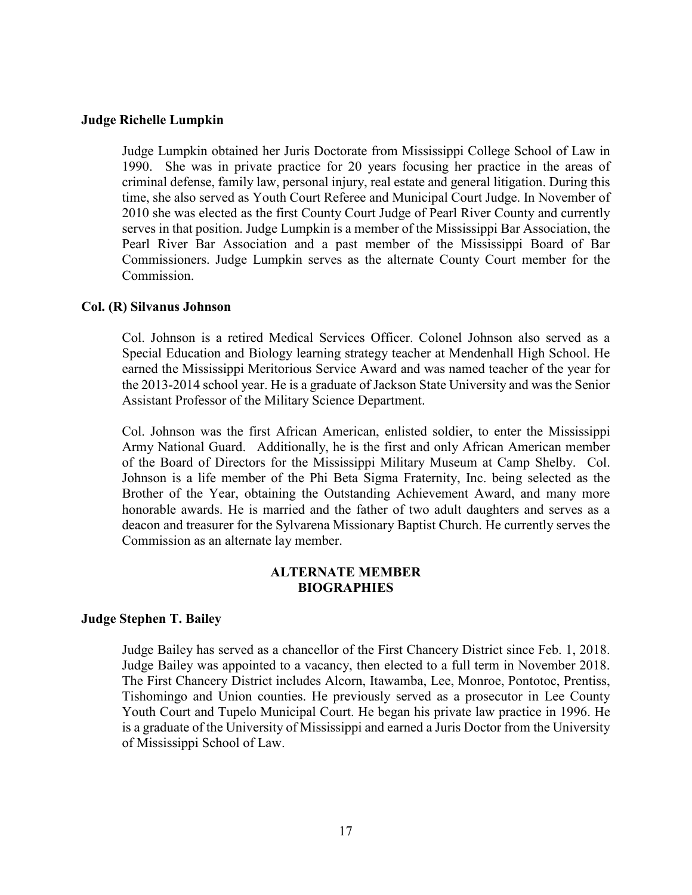**Judge Richelle Lumpkin**

Judge Lumpkin obtained her Juris Doctorate from Mississippi College School of Law in 1990. She was in private practice for 20 years focusing her practice in the areas of criminal defense, family law, personal injury, real estate and general litigation. During this time, she also served as Youth Court Referee and Municipal Court Judge. In November of 2010 she was elected as the first County Court Judge of Pearl River County and currently serves in that position. Judge Lumpkin is a member of the Mississippi Bar Association, the Pearl River Bar Association and a past member of the Mississippi Board of Bar Commissioners. Judge Lumpkin serves as the alternate County Court member for the Commission.

**Col. (R) Silvanus Johnson**

Col. Johnson is a retired Medical Services Officer. Colonel Johnson also served as a Special Education and Biology learning strategy teacher at Mendenhall High School. He earned the Mississippi Meritorious Service Award and was named teacher of the year for the 2013-2014 school year. He is a graduate of Jackson State University and was the Senior Assistant Professor of the Military Science Department.

Col. Johnson was the first African American, enlisted soldier, to enter the Mississippi Army National Guard. Additionally, he is the first and only African American member of the Board of Directors for the Mississippi Military Museum at Camp Shelby. Col. Johnson is a life member of the Phi Beta Sigma Fraternity, Inc. being selected as the Brother of the Year, obtaining the Outstanding Achievement Award, and many more honorable awards. He is married and the father of two adult daughters and serves as a deacon and treasurer for the Sylvarena Missionary Baptist Church. He currently serves the Commission as an alternate lay member.

## ALTERNATE MEMBER BIOGRAPHIES

**Judge Stephen T. Bailey**

Judge Bailey has served as a chancellor of the First Chancery District since Feb. 1, 2018. Judge Bailey was appointed to a vacancy, then elected to a full term in November 2018. The First Chancery District includes Alcorn, Itawamba, Lee, Monroe, Pontotoc, Prentiss, Tishomingo and Union counties. He previously served as a prosecutor in Lee County Youth Court and Tupelo Municipal Court. He began his private law practice in 1996. He is a graduate of the University of Mississippi and earned a Juris Doctor from the University of Mississippi School of Law.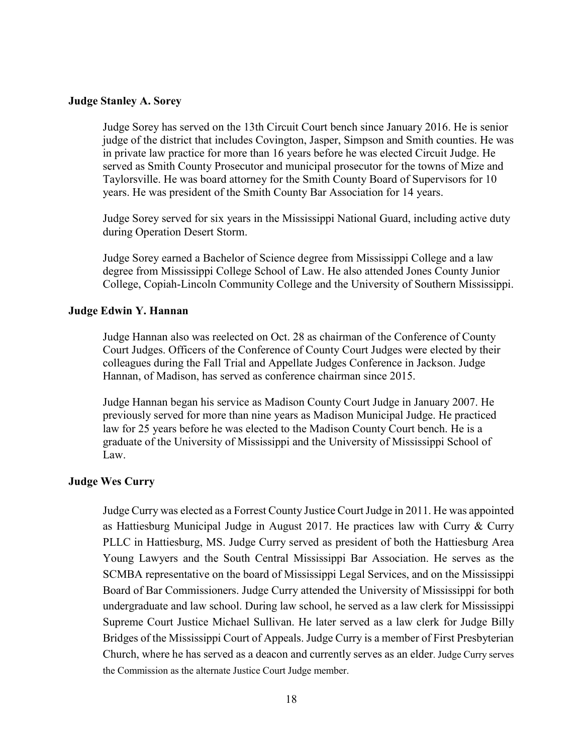**Judge Stanley A. Sorey**

Judge Sorey has served on the 13th Circuit Court bench since January 2016. He is senior judge of the district that includes Covington, Jasper, Simpson and Smith counties. He was in private law practice for more than 16 years before he was elected Circuit Judge. He served as Smith County Prosecutor and municipal prosecutor for the towns of Mize and Taylorsville. He was board attorney for the Smith County Board of Supervisors for 10 years. He was president of the Smith County Bar Association for 14 years.

Judge Sorey served for six years in the Mississippi National Guard, including active duty during Operation Desert Storm.

Judge Sorey earned a Bachelor of Science degree from Mississippi College and a law degree from Mississippi College School of Law. He also attended Jones County Junior College, Copiah-Lincoln Community College and the University of Southern Mississippi.

**Judge Edwin Y. Hannan**

Judge Hannan also was reelected on Oct. 28 as chairman of the Conference of County Court Judges. Officers of the Conference of County Court Judges were elected by their colleagues during the Fall Trial and Appellate Judges Conference in Jackson. Judge Hannan, of Madison, has served as conference chairman since 2015.

Judge Hannan began his service as Madison County Court Judge in January 2007. He previously served for more than nine years as Madison Municipal Judge. He practiced law for 25 years before he was elected to the Madison County Court bench. He is a graduate of the University of Mississippi and the University of Mississippi School of Law.

**Judge Wes Curry**

Judge Curry was elected as a Forrest County Justice Court Judge in 2011. He was appointed as Hattiesburg Municipal Judge in August 2017. He practices law with Curry & Curry PLLC in Hattiesburg, MS. Judge Curry served as president of both the Hattiesburg Area Young Lawyers and the South Central Mississippi Bar Association. He serves as the SCMBA representative on the board of Mississippi Legal Services, and on the Mississippi Board of Bar Commissioners. Judge Curry attended the University of Mississippi for both undergraduate and law school. During law school, he served as a law clerk for Mississippi Supreme Court Justice Michael Sullivan. He later served as a law clerk for Judge Billy Bridges of the Mississippi Court of Appeals. Judge Curry is a member of First Presbyterian Church, where he has served as a deacon and currently serves as an elder. Judge Curry serves the Commission as the alternate Justice Court Judge member.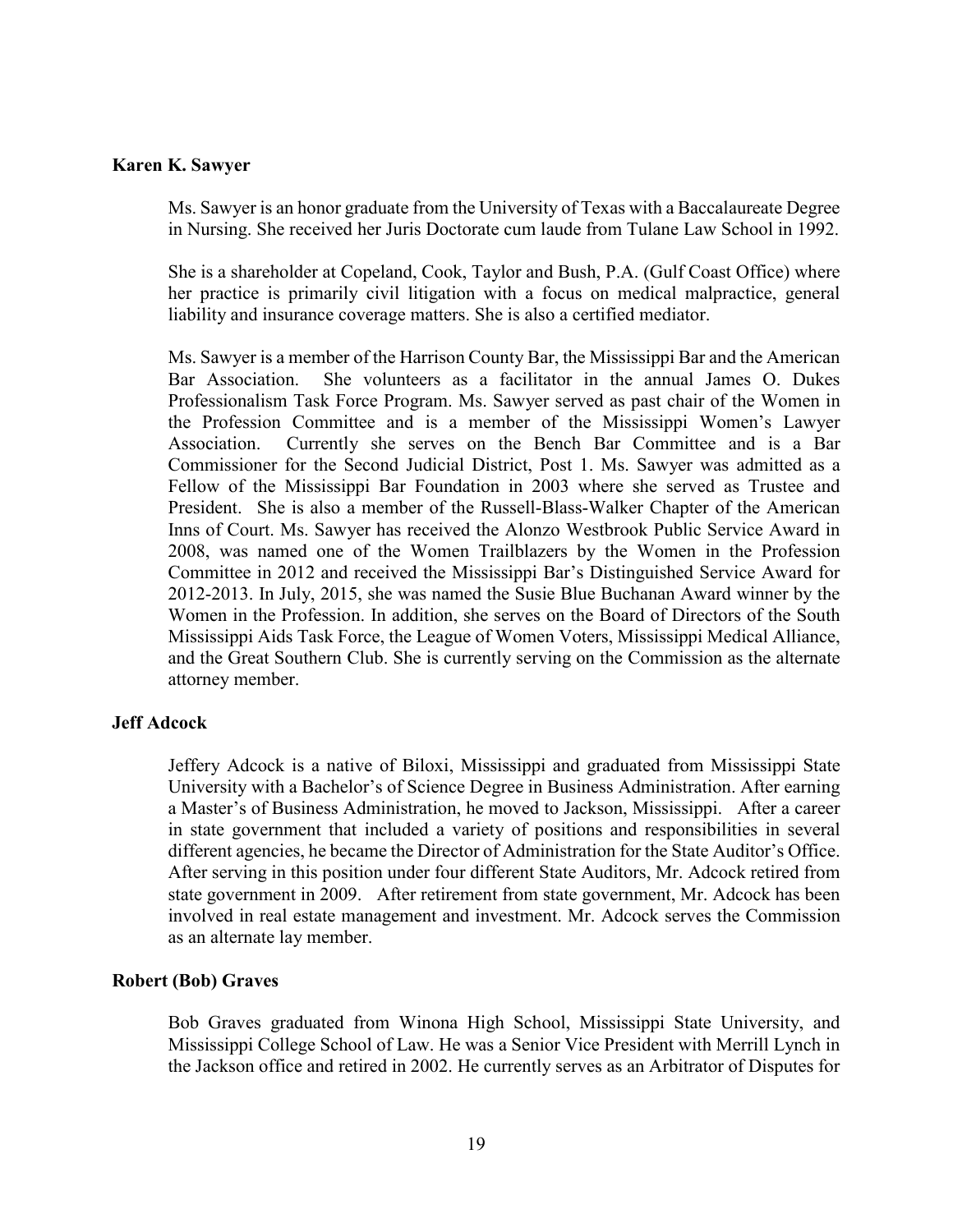**Karen K. Sawyer**

Ms. Sawyer is an honor graduate from the University of Texas with a Baccalaureate Degree in Nursing. She received her Juris Doctorate cum laude from Tulane Law School in 1992.

She is a shareholder at Copeland, Cook, Taylor and Bush, P.A. (Gulf Coast Office) where her practice is primarily civil litigation with a focus on medical malpractice, general liability and insurance coverage matters. She is also a certified mediator.

Ms. Sawyer is a member of the Harrison County Bar, the Mississippi Bar and the American Bar Association. She volunteers as a facilitator in the annual James O. Dukes Professionalism Task Force Program. Ms. Sawyer served as past chair of the Women in the Profession Committee and is a member of the Mississippi Women's Lawyer Association. Currently she serves on the Bench Bar Committee and is a Bar Commissioner for the Second Judicial District, Post 1. Ms. Sawyer was admitted as a Fellow of the Mississippi Bar Foundation in 2003 where she served as Trustee and President. She is also a member of the Russell-Blass-Walker Chapter of the American Inns of Court. Ms. Sawyer has received the Alonzo Westbrook Public Service Award in 2008, was named one of the Women Trailblazers by the Women in the Profession Committee in 2012 and received the Mississippi Bar's Distinguished Service Award for 2012-2013. In July, 2015, she was named the Susie Blue Buchanan Award winner by the Women in the Profession. In addition, she serves on the Board of Directors of the South Mississippi Aids Task Force, the League of Women Voters, Mississippi Medical Alliance, and the Great Southern Club. She is currently serving on the Commission as the alternate attorney member.

**Jeff Adcock**

Jeffery Adcock is a native of Biloxi, Mississippi and graduated from Mississippi State University with a Bachelor's of Science Degree in Business Administration. After earning a Master's of Business Administration, he moved to Jackson, Mississippi. After a career in state government that included a variety of positions and responsibilities in several different agencies, he became the Director of Administration for the State Auditor's Office. After serving in this position under four different State Auditors, Mr. Adcock retired from state government in 2009. After retirement from state government, Mr. Adcock has been involved in real estate management and investment. Mr. Adcock serves the Commission as an alternate lay member.

**Robert (Bob) Graves**

Bob Graves graduated from Winona High School, Mississippi State University, and Mississippi College School of Law. He was a Senior Vice President with Merrill Lynch in the Jackson office and retired in 2002. He currently serves as an Arbitrator of Disputes for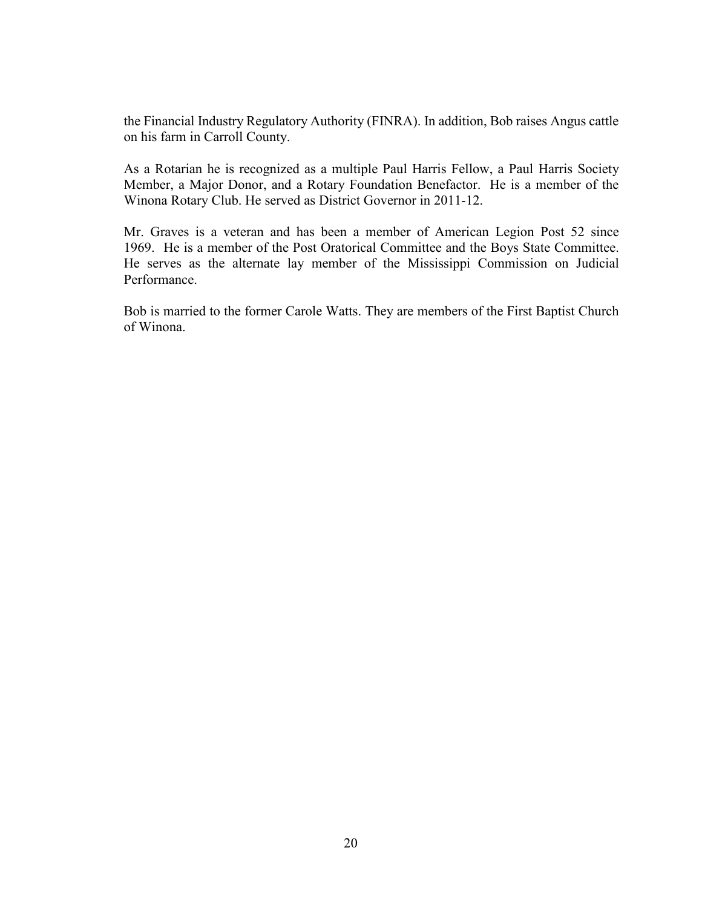the Financial Industry Regulatory Authority (FINRA). In addition, Bob raises Angus cattle on his farm in Carroll County.

As a Rotarian he is recognized as a multiple Paul Harris Fellow, a Paul Harris Society Member, a Major Donor, and a Rotary Foundation Benefactor. He is a member of the Winona Rotary Club. He served as District Governor in 2011-12.

Mr. Graves is a veteran and has been a member of American Legion Post 52 since 1969. He is a member of the Post Oratorical Committee and the Boys State Committee. He serves as the alternate lay member of the Mississippi Commission on Judicial Performance.

Bob is married to the former Carole Watts. They are members of the First Baptist Church of Winona.